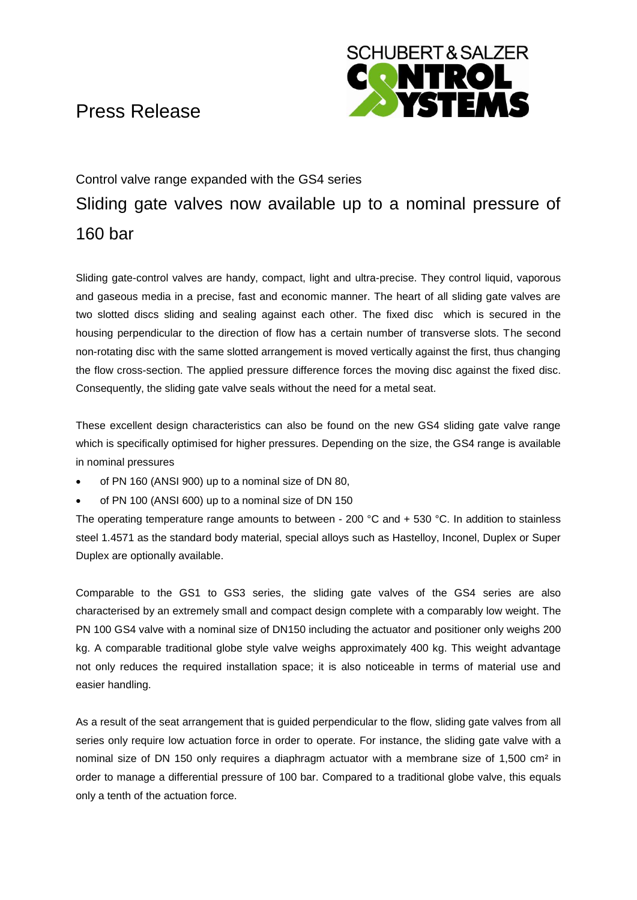# Press Release

SCHUBERT & SALZER CONTROL SYSTEMS

Control valve range expanded with the GS4 series

## Sliding gate valves now available up to a nominal pressure of 160 bar

Sliding gate-control valves are handy, compact, light and ultra-precise. They control liquid, vaporous and gaseous media in a precise, fast and economic manner. The heart of all sliding gate valves are two slotted discs sliding and sealing against each other. The fixed disc which is secured in the housing perpendicular to the direction of flow has a certain number of transverse slots. The second non-rotating disc with the same slotted arrangement is moved vertically against the first, thus changing the flow cross-section. The applied pressure difference forces the moving disc against the fixed disc. Consequently, the sliding gate valve seals without the need for a metal seat.

These excellent design characteristics can also be found on the new GS4 sliding gate valve range which is specifically optimised for higher pressures. Depending on the size, the GS4 range is available in nominal pressures

- of PN 160 (ANSI 900) up to a nominal size of DN 80,
- of PN 100 (ANSI 600) up to a nominal size of DN 150

The operating temperature range amounts to between - 200 °C and + 530 °C. In addition to stainless steel 1.4571 as the standard body material, special alloys such as Hastelloy, Inconel, Duplex or Super Duplex are optionally available.

Comparable to the GS1 to GS3 series, the sliding gate valves of the GS4 series are also characterised by an extremely small and compact design complete with a comparably low weight. The PN 100 GS4 valve with a nominal size of DN150 including the actuator and positioner only weighs 200 kg. A comparable traditional globe style valve weighs approximately 400 kg. This weight advantage not only reduces the required installation space; it is also noticeable in terms of material use and easier handling.

As a result of the seat arrangement that is guided perpendicular to the flow, sliding gate valves from all series only require low actuation force in order to operate. For instance, the sliding gate valve with a nominal size of DN 150 only requires a diaphragm actuator with a membrane size of 1,500 cm² in order to manage a differential pressure of 100 bar. Compared to a traditional globe valve, this equals only a tenth of the actuation force.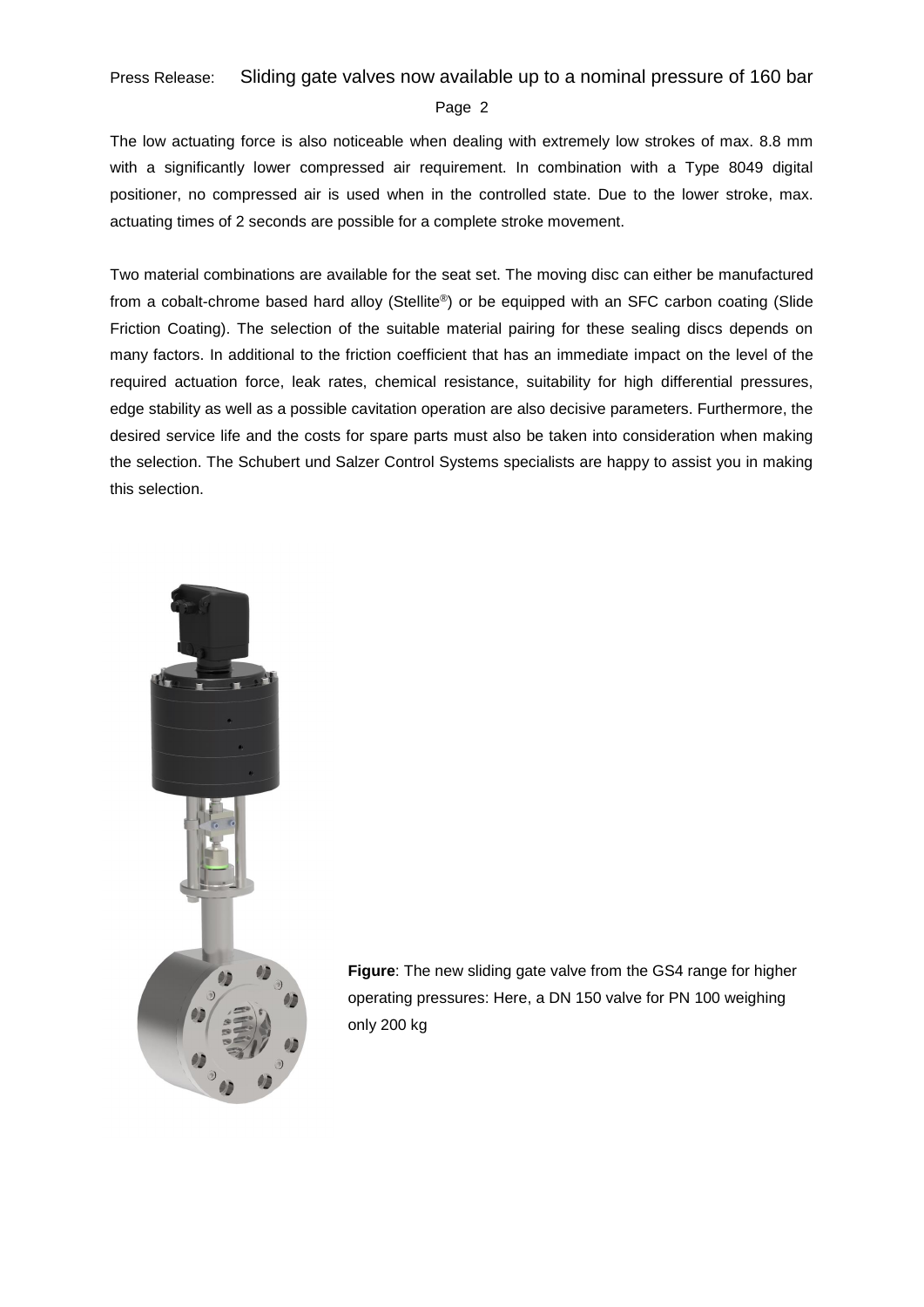The low actuating force is also noticeable when dealing with extremely low strokes of max. 8.8 mm with a significantly lower compressed air requirement. In combination with a Type 8049 digital positioner, no compressed air is used when in the controlled state. Due to the lower stroke, max. actuating times of 2 seconds are possible for a complete stroke movement.

Two material combinations are available for the seat set. The moving disc can either be manufactured from a cobalt-chrome based hard alloy (Stellite®) or be equipped with an SFC carbon coating (Slide Friction Coating). The selection of the suitable material pairing for these sealing discs depends on many factors. In additional to the friction coefficient that has an immediate impact on the level of the required actuation force, leak rates, chemical resistance, suitability for high differential pressures, edge stability as well as a possible cavitation operation are also decisive parameters. Furthermore, the desired service life and the costs for spare parts must also be taken into consideration when making the selection. The Schubert und Salzer Control Systems specialists are happy to assist you in making this selection.

**Figure**: The new sliding gate valve from the GS4 range for higher operating pressures: Here, a DN 150 valve for PN 100 weighing only 200 kg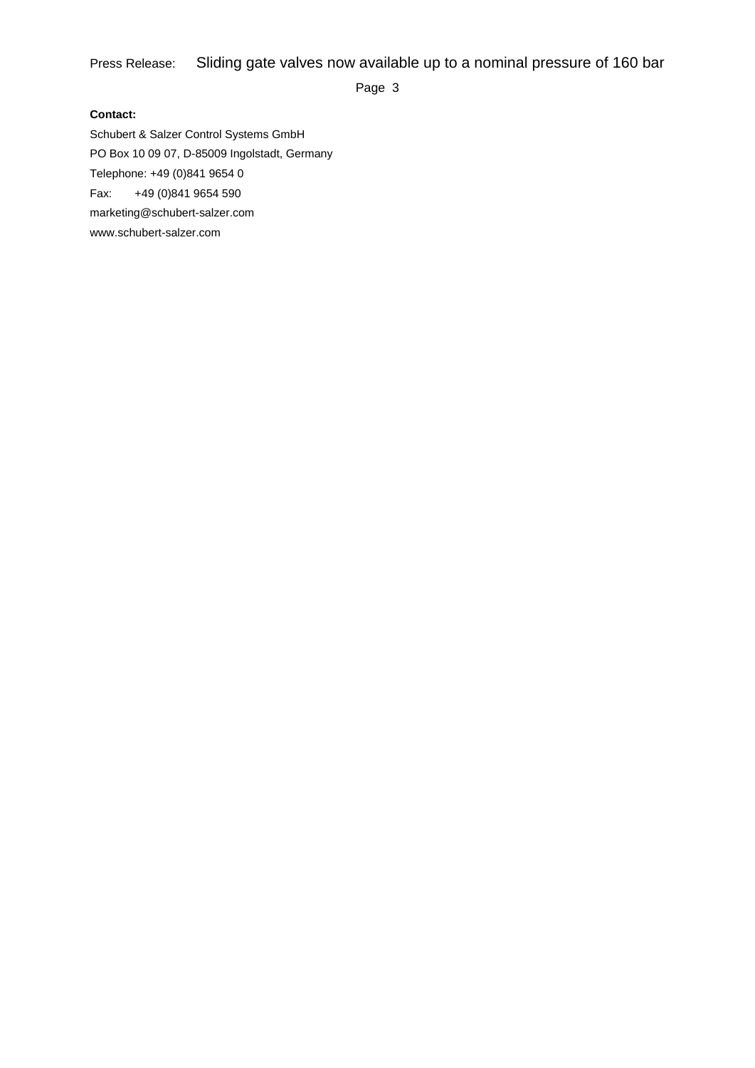**Contact:**

Schubert & Salzer Control Systems GmbH

PO Box 10 09 07, D-85009 Ingolstadt, Germany

Telephone: +49 (0)841 9654 0

Fax: +49 (0)841 9654 590

marketing@schubert-salzer.com

www.schubert-salzer.com